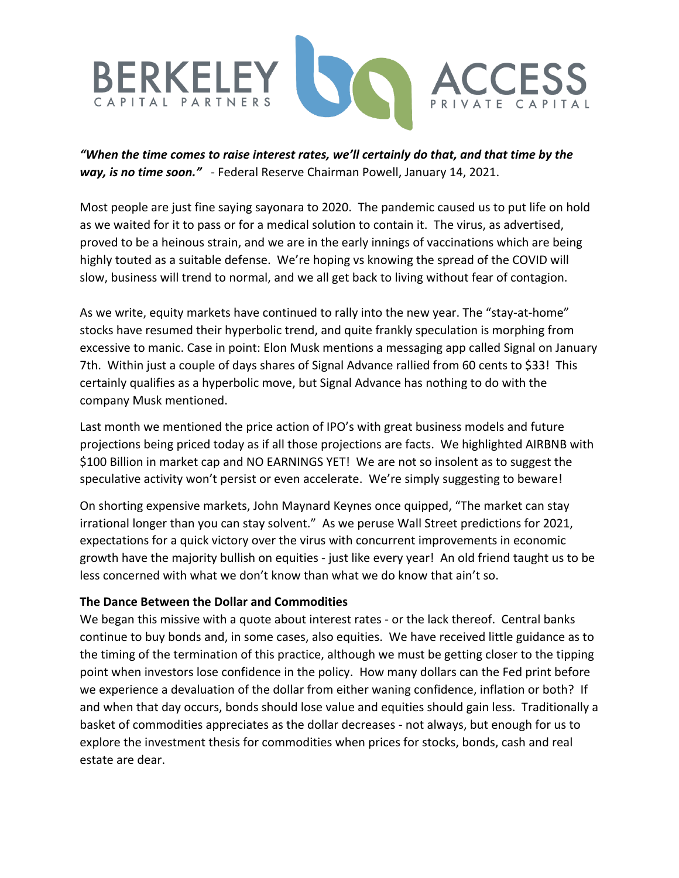BERKELEY CAPITAL PARTNERS | ACCESS PRIVATE CAPITAL

***"When the time comes to raise interest rates, we'll certainly do that, and that time by the way, is no time soon."*** - Federal Reserve Chairman Powell, January 14, 2021.

Most people are just fine saying sayonara to 2020. The pandemic caused us to put life on hold as we waited for it to pass or for a medical solution to contain it. The virus, as advertised, proved to be a heinous strain, and we are in the early innings of vaccinations which are being highly touted as a suitable defense. We're hoping vs knowing the spread of the COVID will slow, business will trend to normal, and we all get back to living without fear of contagion.

As we write, equity markets have continued to rally into the new year. The "stay-at-home" stocks have resumed their hyperbolic trend, and quite frankly speculation is morphing from excessive to manic. Case in point: Elon Musk mentions a messaging app called Signal on January 7th. Within just a couple of days shares of Signal Advance rallied from 60 cents to $33! This certainly qualifies as a hyperbolic move, but Signal Advance has nothing to do with the company Musk mentioned.

Last month we mentioned the price action of IPO's with great business models and future projections being priced today as if all those projections are facts. We highlighted AIRBNB with $100 Billion in market cap and NO EARNINGS YET! We are not so insolent as to suggest the speculative activity won't persist or even accelerate. We're simply suggesting to beware!

On shorting expensive markets, John Maynard Keynes once quipped, "The market can stay irrational longer than you can stay solvent." As we peruse Wall Street predictions for 2021, expectations for a quick victory over the virus with concurrent improvements in economic growth have the majority bullish on equities - just like every year! An old friend taught us to be less concerned with what we don't know than what we do know that ain't so.

**The Dance Between the Dollar and Commodities**

We began this missive with a quote about interest rates - or the lack thereof. Central banks continue to buy bonds and, in some cases, also equities. We have received little guidance as to the timing of the termination of this practice, although we must be getting closer to the tipping point when investors lose confidence in the policy. How many dollars can the Fed print before we experience a devaluation of the dollar from either waning confidence, inflation or both? If and when that day occurs, bonds should lose value and equities should gain less. Traditionally a basket of commodities appreciates as the dollar decreases - not always, but enough for us to explore the investment thesis for commodities when prices for stocks, bonds, cash and real estate are dear.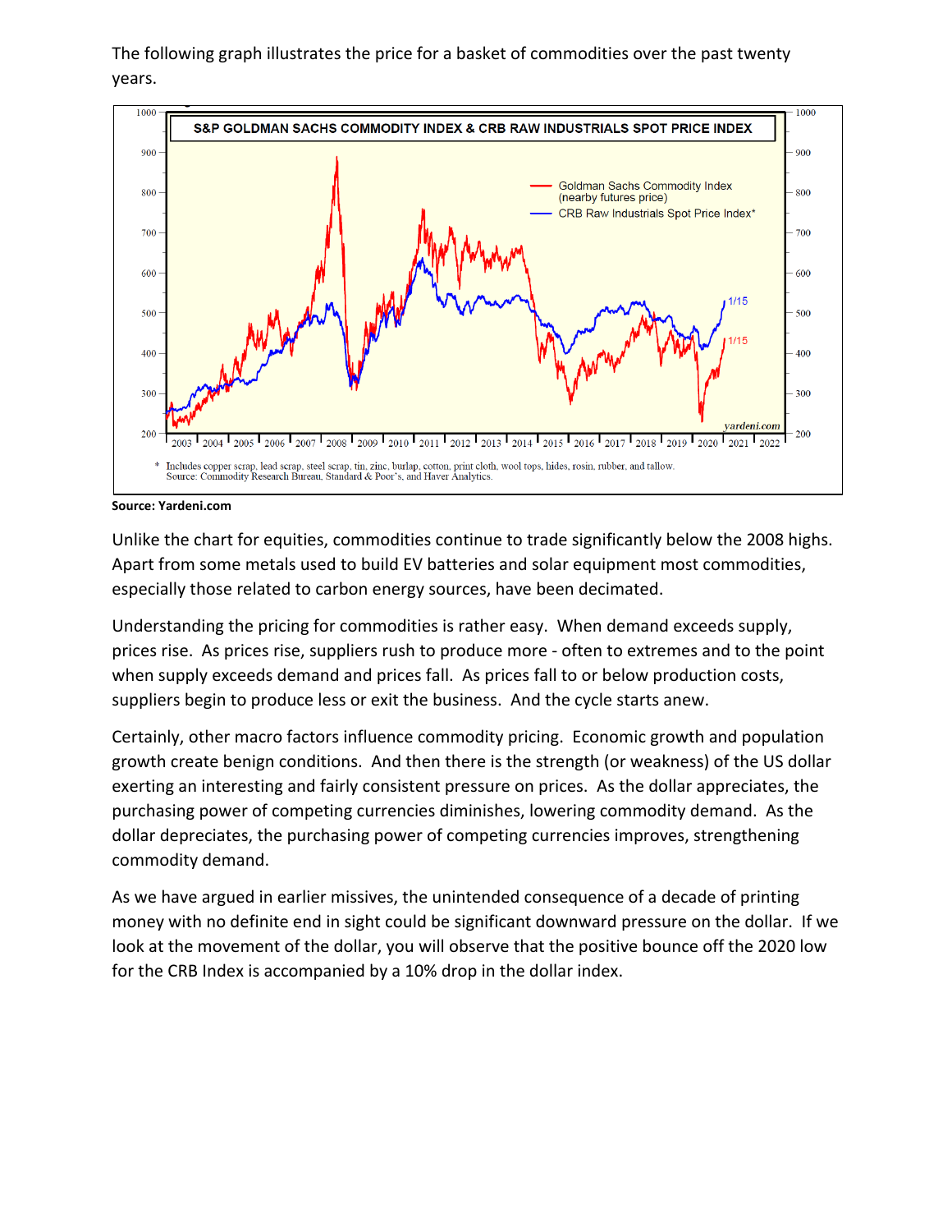The following graph illustrates the price for a basket of commodities over the past twenty years.

**Source: Yardeni.com**

Unlike the chart for equities, commodities continue to trade significantly below the 2008 highs. Apart from some metals used to build EV batteries and solar equipment most commodities, especially those related to carbon energy sources, have been decimated.

Understanding the pricing for commodities is rather easy. When demand exceeds supply, prices rise. As prices rise, suppliers rush to produce more - often to extremes and to the point when supply exceeds demand and prices fall. As prices fall to or below production costs, suppliers begin to produce less or exit the business. And the cycle starts anew.

Certainly, other macro factors influence commodity pricing. Economic growth and population growth create benign conditions. And then there is the strength (or weakness) of the US dollar exerting an interesting and fairly consistent pressure on prices. As the dollar appreciates, the purchasing power of competing currencies diminishes, lowering commodity demand. As the dollar depreciates, the purchasing power of competing currencies improves, strengthening commodity demand.

As we have argued in earlier missives, the unintended consequence of a decade of printing money with no definite end in sight could be significant downward pressure on the dollar. If we look at the movement of the dollar, you will observe that the positive bounce off the 2020 low for the CRB Index is accompanied by a 10% drop in the dollar index.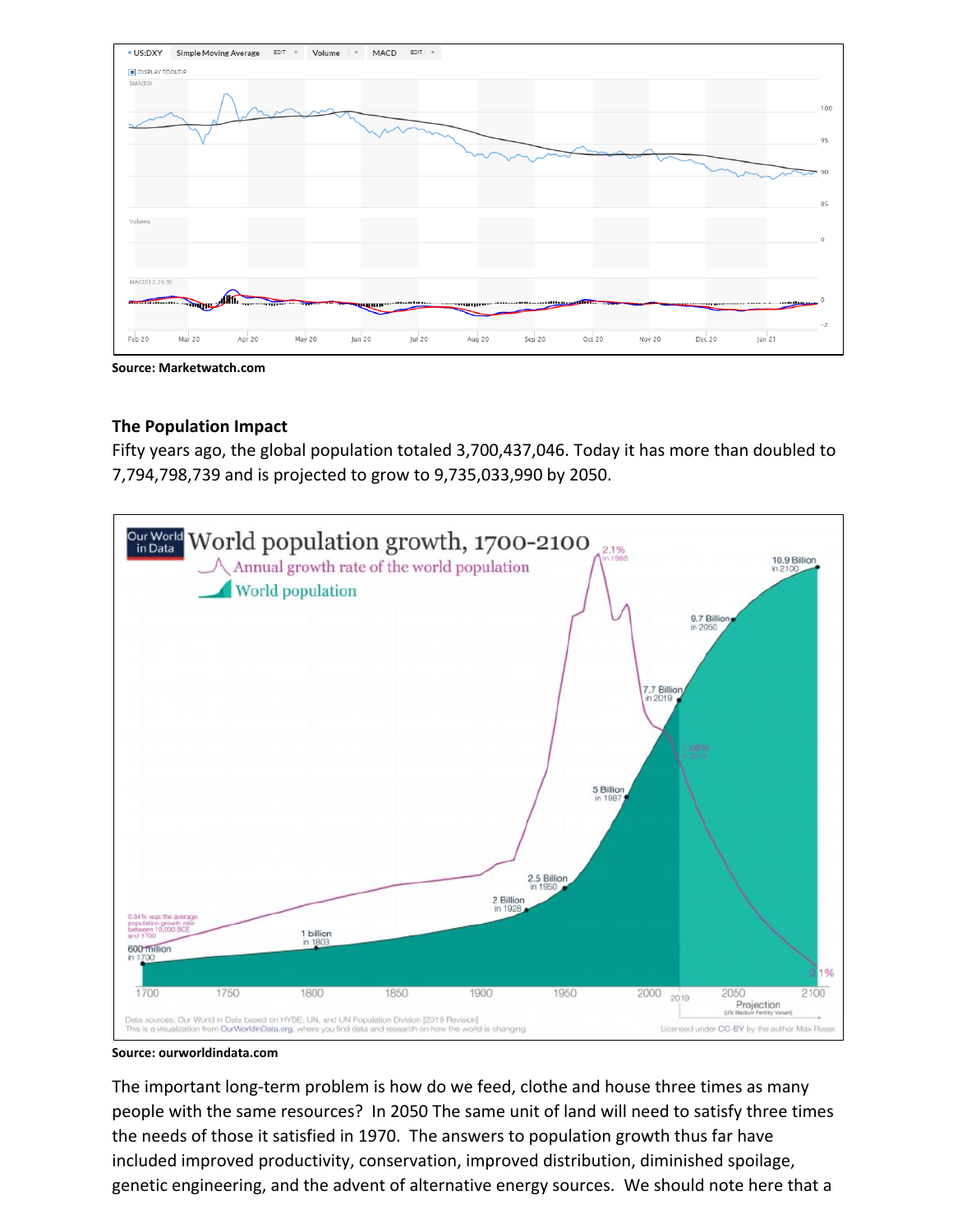Source: Marketwatch.com

## The Population Impact

Fifty years ago, the global population totaled 3,700,437,046. Today it has more than doubled to 7,794,798,739 and is projected to grow to 9,735,033,990 by 2050.

Source: ourworldindata.com

The important long-term problem is how do we feed, clothe and house three times as many people with the same resources? In 2050 The same unit of land will need to satisfy three times the needs of those it satisfied in 1970. The answers to population growth thus far have included improved productivity, conservation, improved distribution, diminished spoilage, genetic engineering, and the advent of alternative energy sources. We should note here that a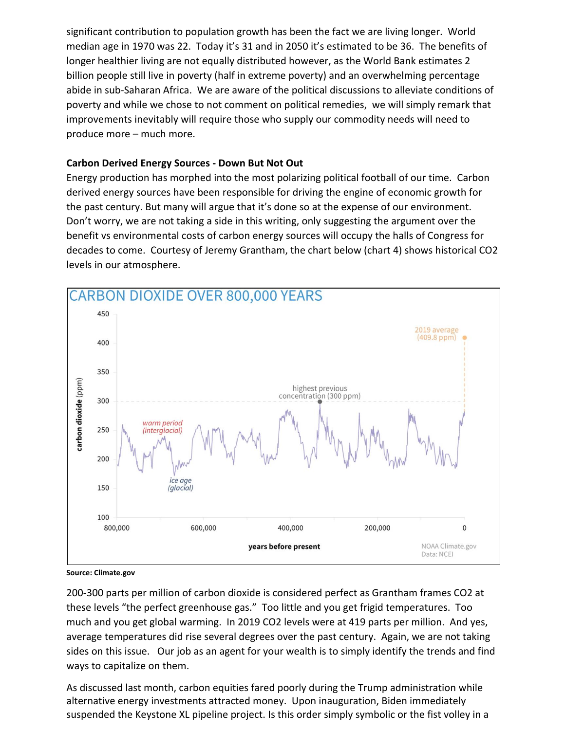significant contribution to population growth has been the fact we are living longer. World median age in 1970 was 22. Today it's 31 and in 2050 it's estimated to be 36. The benefits of longer healthier living are not equally distributed however, as the World Bank estimates 2 billion people still live in poverty (half in extreme poverty) and an overwhelming percentage abide in sub-Saharan Africa. We are aware of the political discussions to alleviate conditions of poverty and while we chose to not comment on political remedies, we will simply remark that improvements inevitably will require those who supply our commodity needs will need to produce more – much more.

**Carbon Derived Energy Sources - Down But Not Out**

Energy production has morphed into the most polarizing political football of our time. Carbon derived energy sources have been responsible for driving the engine of economic growth for the past century. But many will argue that it's done so at the expense of our environment. Don't worry, we are not taking a side in this writing, only suggesting the argument over the benefit vs environmental costs of carbon energy sources will occupy the halls of Congress for decades to come. Courtesy of Jeremy Grantham, the chart below (chart 4) shows historical CO2 levels in our atmosphere.

**Source: Climate.gov**

200-300 parts per million of carbon dioxide is considered perfect as Grantham frames CO2 at these levels "the perfect greenhouse gas." Too little and you get frigid temperatures. Too much and you get global warming. In 2019 CO2 levels were at 419 parts per million. And yes, average temperatures did rise several degrees over the past century. Again, we are not taking sides on this issue. Our job as an agent for your wealth is to simply identify the trends and find ways to capitalize on them.

As discussed last month, carbon equities fared poorly during the Trump administration while alternative energy investments attracted money. Upon inauguration, Biden immediately suspended the Keystone XL pipeline project. Is this order simply symbolic or the fist volley in a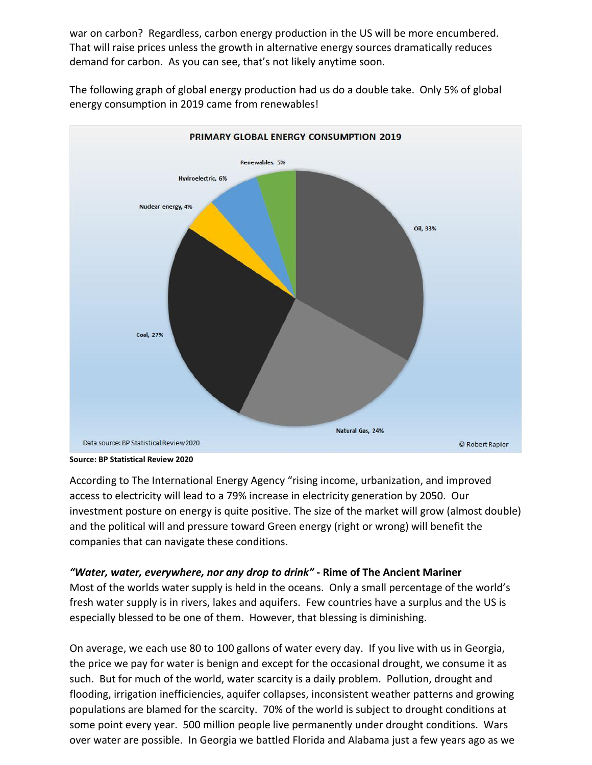war on carbon? Regardless, carbon energy production in the US will be more encumbered. That will raise prices unless the growth in alternative energy sources dramatically reduces demand for carbon. As you can see, that's not likely anytime soon.

The following graph of global energy production had us do a double take. Only 5% of global energy consumption in 2019 came from renewables!

**PRIMARY GLOBAL ENERGY CONSUMPTION 2019**

Renewables, 5%

Hydroelectric, 6%

Nuclear energy, 4%

Oil, 33%

Coal, 27%

Natural Gas, 24%

Data source: BP Statistical Review 2020

© Robert Rapier

**Source: BP Statistical Review 2020**

According to The International Energy Agency "rising income, urbanization, and improved access to electricity will lead to a 79% increase in electricity generation by 2050. Our investment posture on energy is quite positive. The size of the market will grow (almost double) and the political will and pressure toward Green energy (right or wrong) will benefit the companies that can navigate these conditions.

***"Water, water, everywhere, nor any drop to drink"*** **- Rime of The Ancient Mariner**

Most of the worlds water supply is held in the oceans. Only a small percentage of the world's fresh water supply is in rivers, lakes and aquifers. Few countries have a surplus and the US is especially blessed to be one of them. However, that blessing is diminishing.

On average, we each use 80 to 100 gallons of water every day. If you live with us in Georgia, the price we pay for water is benign and except for the occasional drought, we consume it as such. But for much of the world, water scarcity is a daily problem. Pollution, drought and flooding, irrigation inefficiencies, aquifer collapses, inconsistent weather patterns and growing populations are blamed for the scarcity. 70% of the world is subject to drought conditions at some point every year. 500 million people live permanently under drought conditions. Wars over water are possible. In Georgia we battled Florida and Alabama just a few years ago as we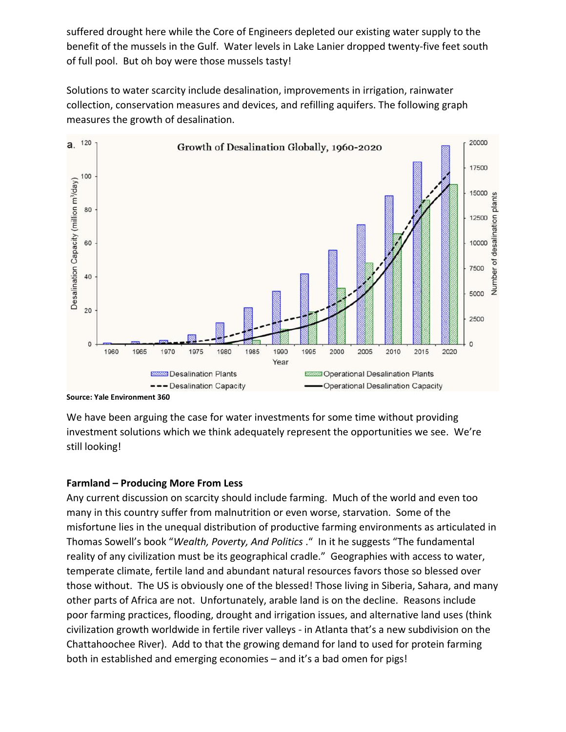suffered drought here while the Core of Engineers depleted our existing water supply to the benefit of the mussels in the Gulf. Water levels in Lake Lanier dropped twenty-five feet south of full pool. But oh boy were those mussels tasty!

Solutions to water scarcity include desalination, improvements in irrigation, rainwater collection, conservation measures and devices, and refilling aquifers. The following graph measures the growth of desalination.

**Source: Yale Environment 360**

We have been arguing the case for water investments for some time without providing investment solutions which we think adequately represent the opportunities we see. We're still looking!

**Farmland – Producing More From Less**

Any current discussion on scarcity should include farming. Much of the world and even too many in this country suffer from malnutrition or even worse, starvation. Some of the misfortune lies in the unequal distribution of productive farming environments as articulated in Thomas Sowell's book "*Wealth, Poverty, And Politics* ." In it he suggests "The fundamental reality of any civilization must be its geographical cradle." Geographies with access to water, temperate climate, fertile land and abundant natural resources favors those so blessed over those without. The US is obviously one of the blessed! Those living in Siberia, Sahara, and many other parts of Africa are not. Unfortunately, arable land is on the decline. Reasons include poor farming practices, flooding, drought and irrigation issues, and alternative land uses (think civilization growth worldwide in fertile river valleys - in Atlanta that's a new subdivision on the Chattahoochee River). Add to that the growing demand for land to used for protein farming both in established and emerging economies – and it's a bad omen for pigs!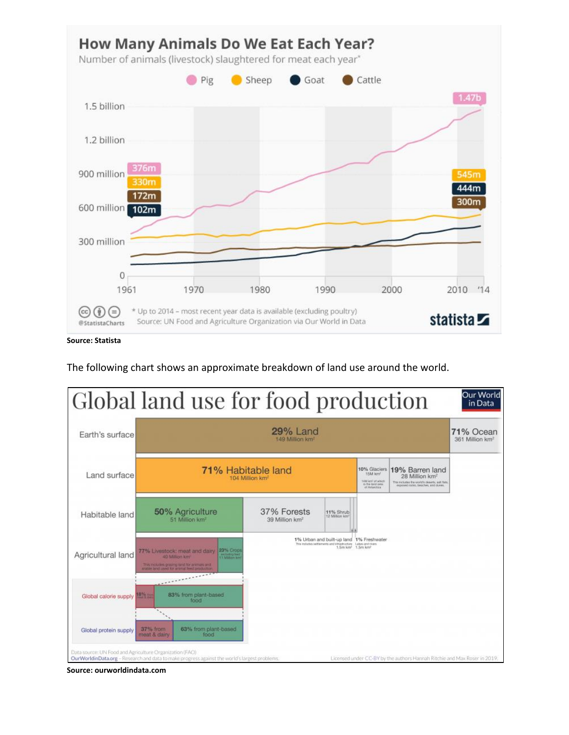## How Many Animals Do We Eat Each Year?

Number of animals (livestock) slaughtered for meat each year*

| Animal | 1961 | 2014 |
|---|---|---|
| Pig | 376m | 1.47b |
| Sheep | 330m | 545m |
| Goat | 102m | 444m |
| Cattle | 172m | 300m |

* Up to 2014 – most recent year data is available (excluding poultry)

Source: UN Food and Agriculture Organization via Our World in Data

**Source: Statista**

The following chart shows an approximate breakdown of land use around the world.

## Global land use for food production

- **Earth's surface:** 29% Land (149 Million km²); 71% Ocean (361 Million km²)
- **Land surface:** 71% Habitable land (104 Million km²); 10% Glaciers (15M km²); 19% Barren land (28 Million km²)
- **Habitable land:** 50% Agriculture (51 Million km²); 37% Forests (39 Million km²); 11% Shrub (12 Million km²); 1% Urban and built-up land (1.5m km²); 1% Freshwater (1.5m km²)
- **Agricultural land:** 77% Livestock: meat and dairy (40 Million km²); 23% Crops (excluding feed, 11 Million km²)
- **Global calorie supply:** 18% from meat & dairy; 83% from plant-based food
- **Global protein supply:** 37% from meat & dairy; 63% from plant-based food

Data source: UN Food and Agriculture Organization (FAO)

OurWorldinData.org – Research and data to make progress against the world's largest problems. Licensed under CC-BY by the authors Hannah Ritchie and Max Roser in 2019.

**Source: ourworldindata.com**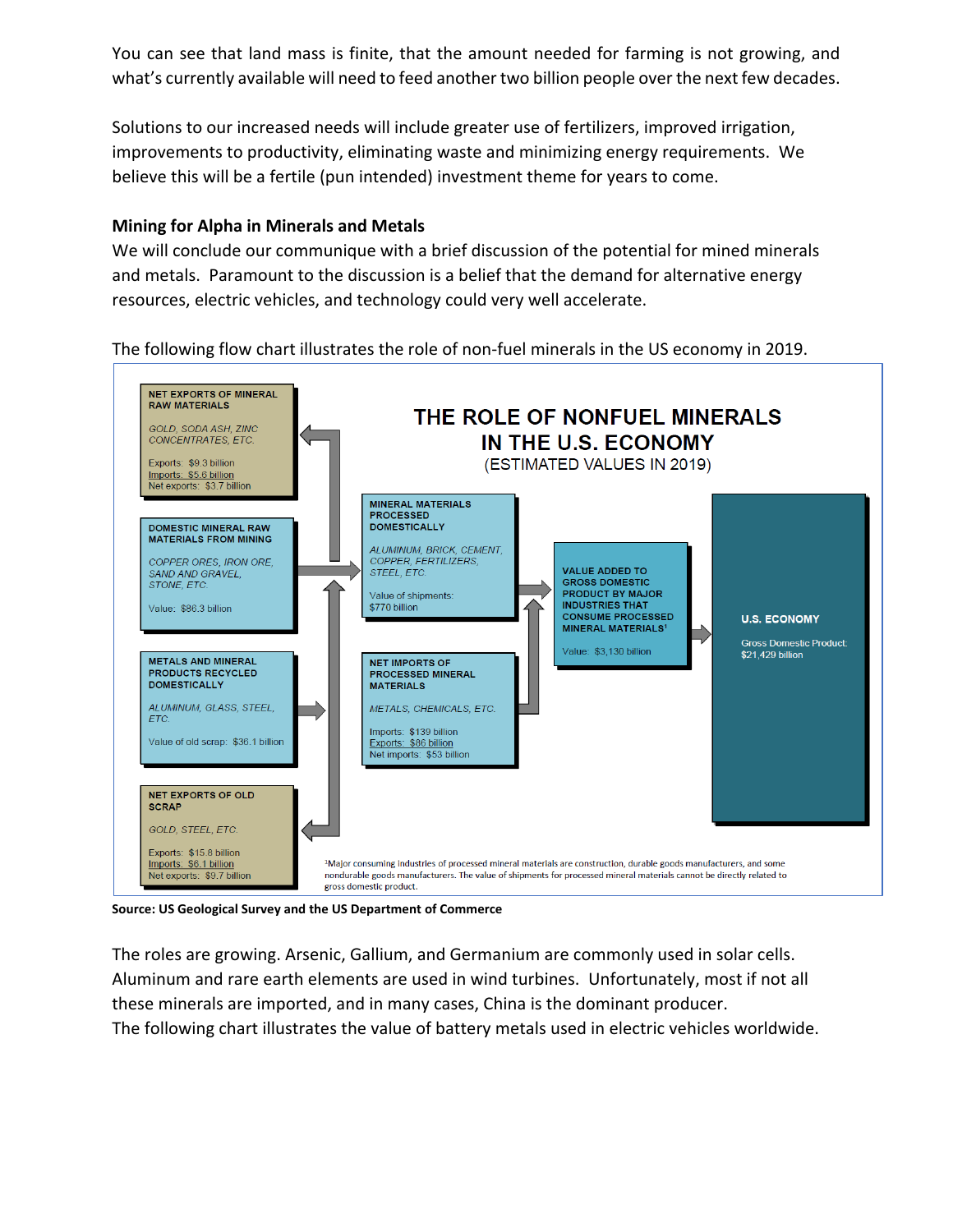You can see that land mass is finite, that the amount needed for farming is not growing, and what's currently available will need to feed another two billion people over the next few decades.

Solutions to our increased needs will include greater use of fertilizers, improved irrigation, improvements to productivity, eliminating waste and minimizing energy requirements. We believe this will be a fertile (pun intended) investment theme for years to come.

**Mining for Alpha in Minerals and Metals**

We will conclude our communique with a brief discussion of the potential for mined minerals and metals. Paramount to the discussion is a belief that the demand for alternative energy resources, electric vehicles, and technology could very well accelerate.

The following flow chart illustrates the role of non-fuel minerals in the US economy in 2019.

**THE ROLE OF NONFUEL MINERALS IN THE U.S. ECONOMY**
(ESTIMATED VALUES IN 2019)

**NET EXPORTS OF MINERAL RAW MATERIALS**
*GOLD, SODA ASH, ZINC CONCENTRATES, ETC.*
Exports: $9.3 billion
Imports: $5.6 billion
Net exports: $3.7 billion

**DOMESTIC MINERAL RAW MATERIALS FROM MINING**
*COPPER ORES, IRON ORE, SAND AND GRAVEL, STONE, ETC.*
Value: $86.3 billion

**METALS AND MINERAL PRODUCTS RECYCLED DOMESTICALLY**
*ALUMINUM, GLASS, STEEL, ETC.*
Value of old scrap: $36.1 billion

**NET EXPORTS OF OLD SCRAP**
*GOLD, STEEL, ETC.*
Exports: $15.8 billion
Imports: $6.1 billion
Net exports: $9.7 billion

**MINERAL MATERIALS PROCESSED DOMESTICALLY**
*ALUMINUM, BRICK, CEMENT, COPPER, FERTILIZERS, STEEL, ETC.*
Value of shipments: $770 billion

**NET IMPORTS OF PROCESSED MINERAL MATERIALS**
*METALS, CHEMICALS, ETC.*
Imports: $139 billion
Exports: $86 billion
Net imports: $53 billion

**VALUE ADDED TO GROSS DOMESTIC PRODUCT BY MAJOR INDUSTRIES THAT CONSUME PROCESSED MINERAL MATERIALS[1]**
Value: $3,130 billion

**U.S. ECONOMY**
Gross Domestic Product: $21,429 billion

[1]Major consuming industries of processed mineral materials are construction, durable goods manufacturers, and some nondurable goods manufacturers. The value of shipments for processed mineral materials cannot be directly related to gross domestic product.

**Source: US Geological Survey and the US Department of Commerce**

The roles are growing. Arsenic, Gallium, and Germanium are commonly used in solar cells. Aluminum and rare earth elements are used in wind turbines. Unfortunately, most if not all these minerals are imported, and in many cases, China is the dominant producer.
The following chart illustrates the value of battery metals used in electric vehicles worldwide.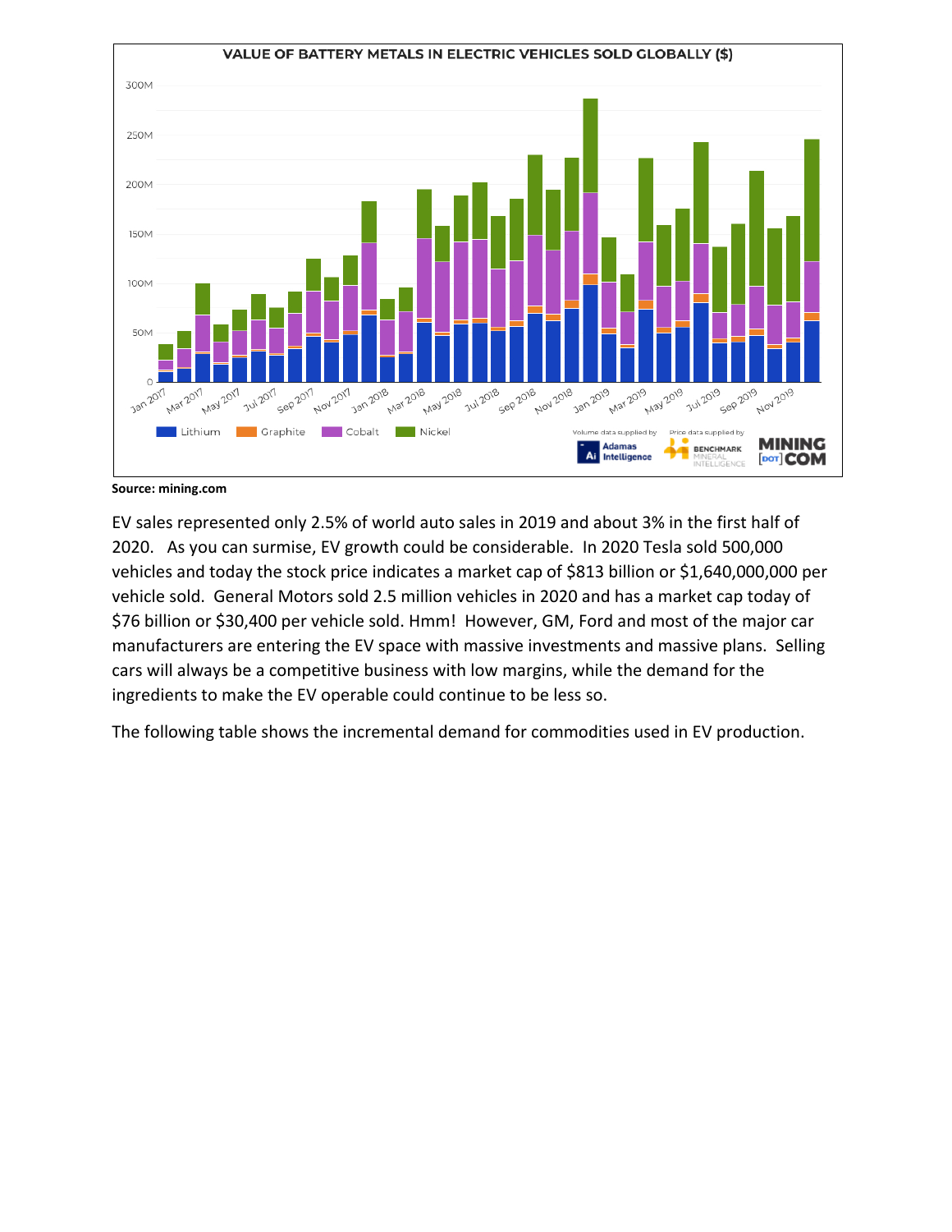Source: mining.com

EV sales represented only 2.5% of world auto sales in 2019 and about 3% in the first half of 2020. As you can surmise, EV growth could be considerable. In 2020 Tesla sold 500,000 vehicles and today the stock price indicates a market cap of $813 billion or $1,640,000,000 per vehicle sold. General Motors sold 2.5 million vehicles in 2020 and has a market cap today of $76 billion or $30,400 per vehicle sold. Hmm! However, GM, Ford and most of the major car manufacturers are entering the EV space with massive investments and massive plans. Selling cars will always be a competitive business with low margins, while the demand for the ingredients to make the EV operable could continue to be less so.

The following table shows the incremental demand for commodities used in EV production.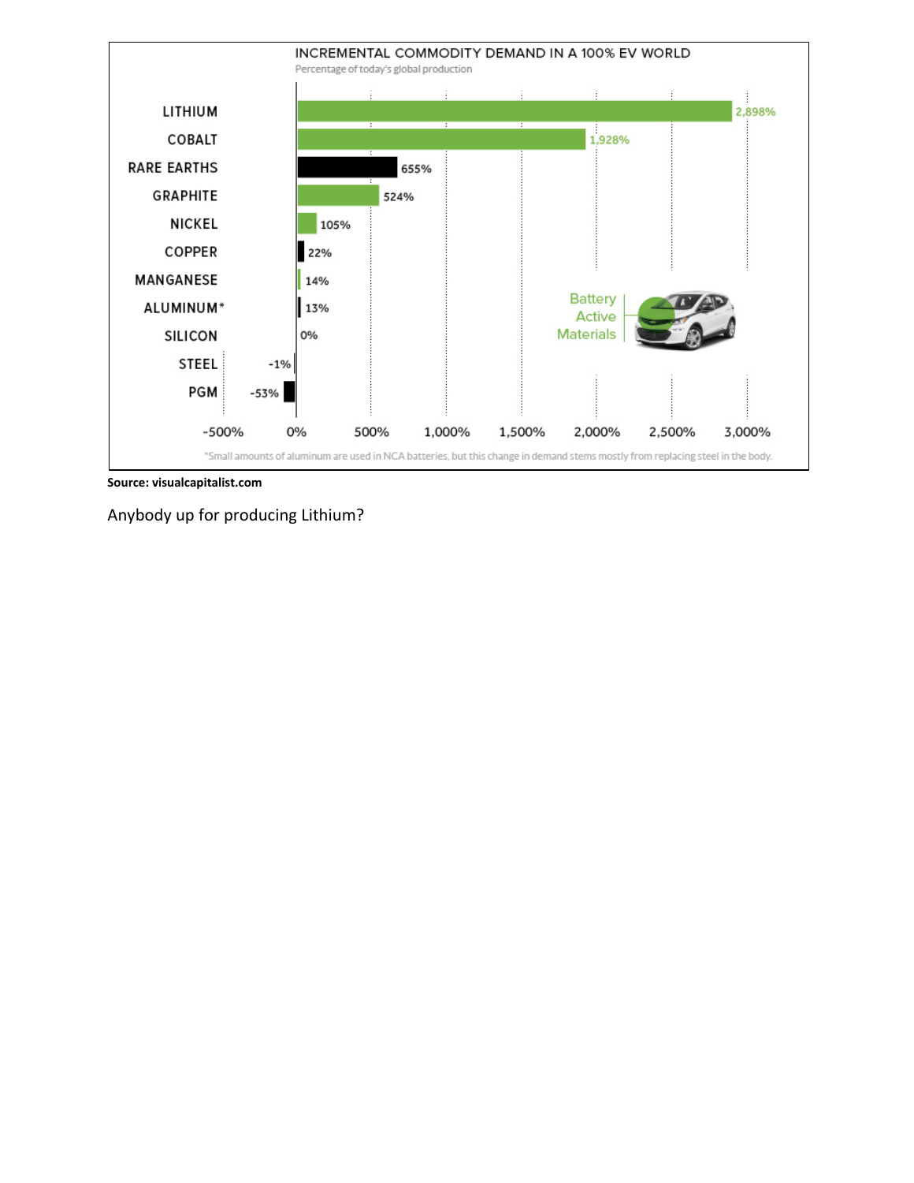INCREMENTAL COMMODITY DEMAND IN A 100% EV WORLD

Percentage of today's global production

LITHIUM 2,898%

COBALT 1,928%

RARE EARTHS 655%

GRAPHITE 524%

NICKEL 105%

COPPER 22%

MANGANESE 14%

ALUMINUM* 13%

SILICON 0%

STEEL -1%

PGM -53%

-500% 0% 500% 1,000% 1,500% 2,000% 2,500% 3,000%

Battery Active Materials

*Small amounts of aluminum are used in NCA batteries, but this change in demand stems mostly from replacing steel in the body.

**Source: visualcapitalist.com**

Anybody up for producing Lithium?